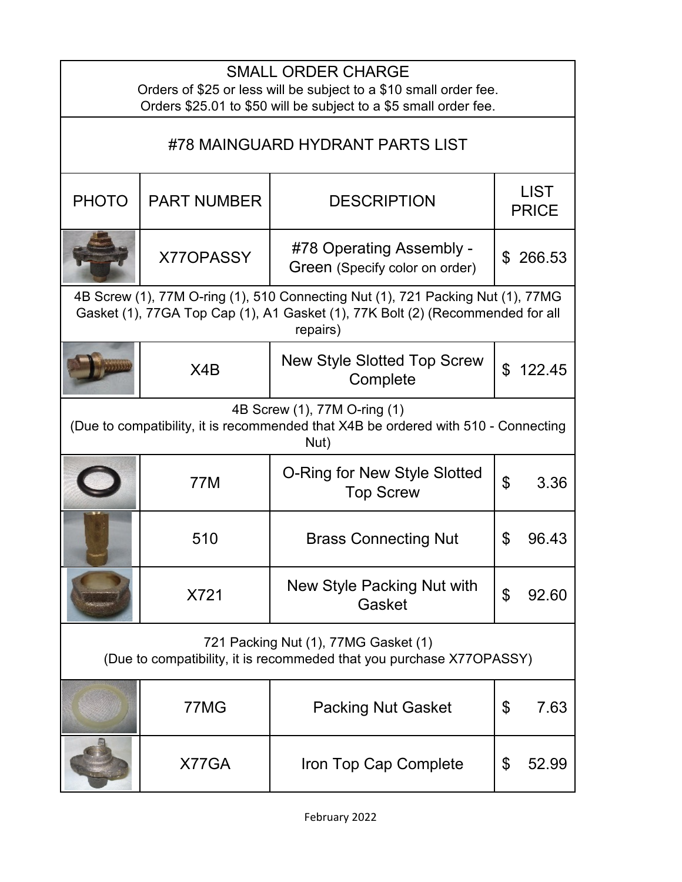## SMALL ORDER CHARGE

Orders of $25 or less will be subject to a $10 small order fee.
Orders $25.01 to $50 will be subject to a $5 small order fee.

# #78 MAINGUARD HYDRANT PARTS LIST

| PHOTO | PART NUMBER | DESCRIPTION | LIST PRICE |
|---|---|---|---|
| | X77OPASSY | #78 Operating Assembly - Green (Specify color on order) | $ 266.53 |
| 4B Screw (1), 77M O-ring (1), 510 Connecting Nut (1), 721 Packing Nut (1), 77MG Gasket (1), 77GA Top Cap (1), A1 Gasket (1), 77K Bolt (2) (Recommended for all repairs) | | | |
| | X4B | New Style Slotted Top Screw Complete | $ 122.45 |
| 4B Screw (1), 77M O-ring (1) (Due to compatibility, it is recommended that X4B be ordered with 510 - Connecting Nut) | | | |
| | 77M | O-Ring for New Style Slotted Top Screw | $ 3.36 |
| | 510 | Brass Connecting Nut | $ 96.43 |
| | X721 | New Style Packing Nut with Gasket | $ 92.60 |
| 721 Packing Nut (1), 77MG Gasket (1) (Due to compatibility, it is recommeded that you purchase X77OPASSY) | | | |
| | 77MG | Packing Nut Gasket | $ 7.63 |
| | X77GA | Iron Top Cap Complete | $ 52.99 |

February 2022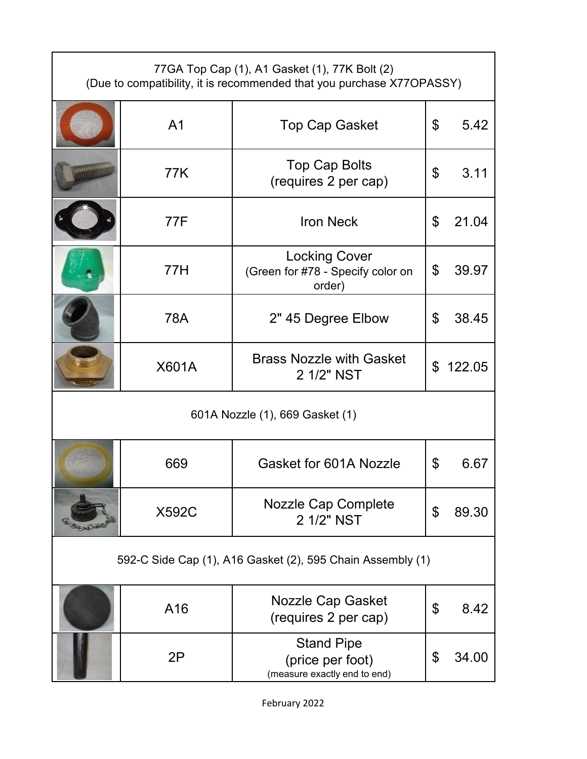| | Part | Description | Price |
|---|---|---|---|
| 77GA Top Cap (1), A1 Gasket (1), 77K Bolt (2) (Due to compatibility, it is recommended that you purchase X77OPASSY) | | | |
| | A1 | Top Cap Gasket | $ 5.42 |
| | 77K | Top Cap Bolts (requires 2 per cap) | $ 3.11 |
| | 77F | Iron Neck | $ 21.04 |
| | 77H | Locking Cover (Green for #78 - Specify color on order) | $ 39.97 |
| | 78A | 2" 45 Degree Elbow | $ 38.45 |
| | X601A | Brass Nozzle with Gasket 2 1/2" NST | $ 122.05 |
| 601A Nozzle (1), 669 Gasket (1) | | | |
| | 669 | Gasket for 601A Nozzle | $ 6.67 |
| | X592C | Nozzle Cap Complete 2 1/2" NST | $ 89.30 |
| 592-C Side Cap (1), A16 Gasket (2), 595 Chain Assembly (1) | | | |
| | A16 | Nozzle Cap Gasket (requires 2 per cap) | $ 8.42 |
| | 2P | Stand Pipe (price per foot) (measure exactly end to end) | $ 34.00 |

February 2022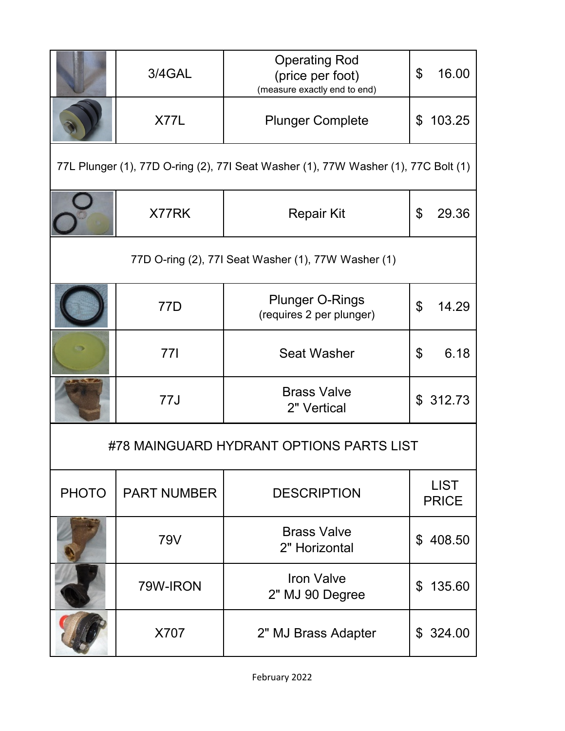| | 3/4GAL | Operating Rod (price per foot) (measure exactly end to end) | $ 16.00 |
|---|---|---|---|
| | X77L | Plunger Complete | $ 103.25 |
| 77L Plunger (1), 77D O-ring (2), 77I Seat Washer (1), 77W Washer (1), 77C Bolt (1) | | | |
| | X77RK | Repair Kit | $ 29.36 |
| 77D O-ring (2), 77I Seat Washer (1), 77W Washer (1) | | | |
| | 77D | Plunger O-Rings (requires 2 per plunger) | $ 14.29 |
| | 77I | Seat Washer | $ 6.18 |
| | 77J | Brass Valve 2" Vertical | $ 312.73 |

## #78 MAINGUARD HYDRANT OPTIONS PARTS LIST

| PHOTO | PART NUMBER | DESCRIPTION | LIST PRICE |
|---|---|---|---|
| | 79V | Brass Valve 2" Horizontal | $ 408.50 |
| | 79W-IRON | Iron Valve 2" MJ 90 Degree | $ 135.60 |
| | X707 | 2" MJ Brass Adapter | $ 324.00 |

February 2022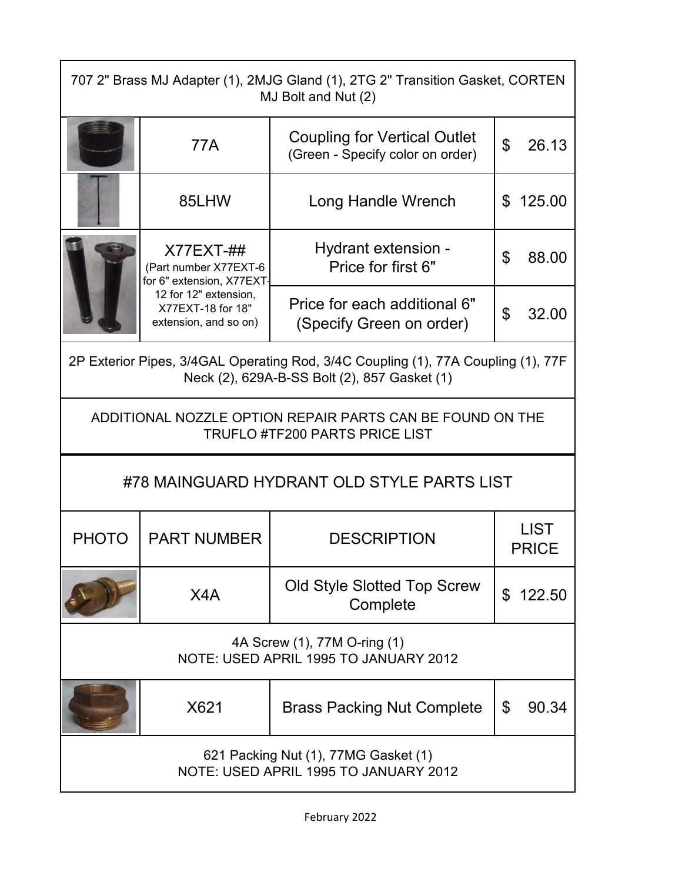| | | | |
|---|---|---|---|
| 707 2" Brass MJ Adapter (1), 2MJG Gland (1), 2TG 2" Transition Gasket, CORTEN MJ Bolt and Nut (2) | | | |
| | 77A | Coupling for Vertical Outlet (Green - Specify color on order) | $ 26.13 |
| | 85LHW | Long Handle Wrench | $ 125.00 |
| | X77EXT-## (Part number X77EXT-6 for 6" extension, X77EXT-12 for 12" extension, X77EXT-18 for 18" extension, and so on) | Hydrant extension - Price for first 6" | $ 88.00 |
| | | Price for each additional 6" (Specify Green on order) | $ 32.00 |
| 2P Exterior Pipes, 3/4GAL Operating Rod, 3/4C Coupling (1), 77A Coupling (1), 77F Neck (2), 629A-B-SS Bolt (2), 857 Gasket (1) | | | |
| ADDITIONAL NOZZLE OPTION REPAIR PARTS CAN BE FOUND ON THE TRUFLO #TF200 PARTS PRICE LIST | | | |

## #78 MAINGUARD HYDRANT OLD STYLE PARTS LIST

| PHOTO | PART NUMBER | DESCRIPTION | LIST PRICE |
|---|---|---|---|
| | X4A | Old Style Slotted Top Screw Complete | $ 122.50 |
| 4A Screw (1), 77M O-ring (1) NOTE: USED APRIL 1995 TO JANUARY 2012 | | | |
| | X621 | Brass Packing Nut Complete | $ 90.34 |
| 621 Packing Nut (1), 77MG Gasket (1) NOTE: USED APRIL 1995 TO JANUARY 2012 | | | |

February 2022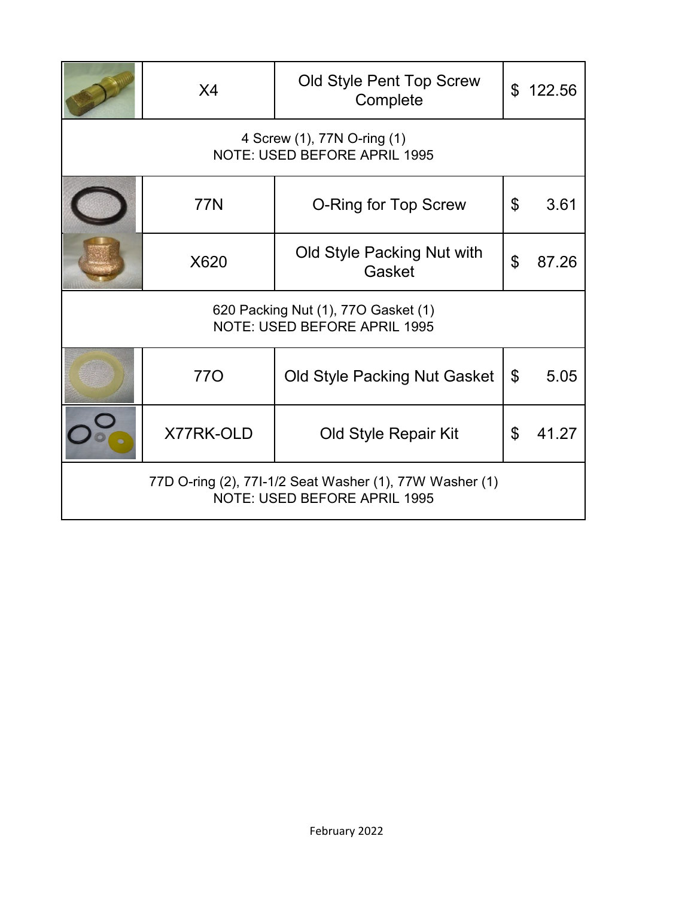| | | | |
|---|---|---|---|
| | X4 | Old Style Pent Top Screw Complete | $ 122.56 |
| 4 Screw (1), 77N O-ring (1)<br>NOTE: USED BEFORE APRIL 1995 | | | |
| | 77N | O-Ring for Top Screw | $ 3.61 |
| | X620 | Old Style Packing Nut with Gasket | $ 87.26 |
| 620 Packing Nut (1), 77O Gasket (1)<br>NOTE: USED BEFORE APRIL 1995 | | | |
| | 77O | Old Style Packing Nut Gasket | $ 5.05 |
| | X77RK-OLD | Old Style Repair Kit | $ 41.27 |
| 77D O-ring (2), 77I-1/2 Seat Washer (1), 77W Washer (1)<br>NOTE: USED BEFORE APRIL 1995 | | | |

February 2022